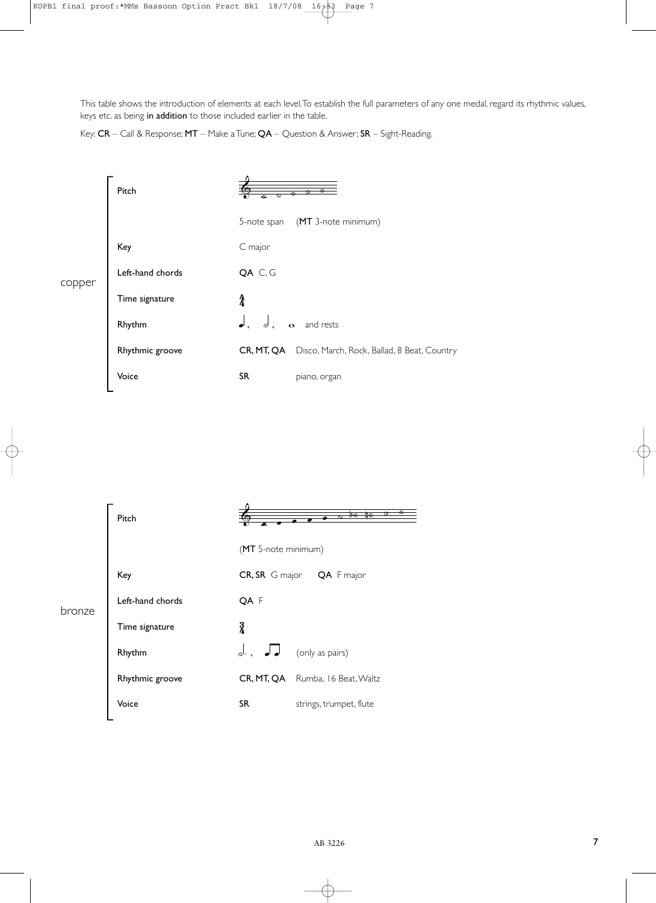This table shows the introduction of elements at each level. To establish the full parameters of any one medal, regard its rhythmic values, keys etc. as being **in addition** to those included earlier in the table.

Key: **CR** – Call & Response; **MT** – Make a Tune; **QA** – Question & Answer; **SR** – Sight-Reading.

## copper

| | |
|---|---|
| **Pitch** | 5-note span (**MT** 3-note minimum) |
| **Key** | C major |
| **Left-hand chords** | **QA** C, G |
| **Time signature** | 4/4 |
| **Rhythm** | ♩, 𝅗𝅥, 𝅝 and rests |
| **Rhythmic groove** | **CR, MT, QA** Disco, March, Rock, Ballad, 8 Beat, Country |
| **Voice** | **SR** piano, organ |

## bronze

| | |
|---|---|
| **Pitch** | (**MT** 5-note minimum) |
| **Key** | **CR, SR** G major **QA** F major |
| **Left-hand chords** | **QA** F |
| **Time signature** | 3/4 |
| **Rhythm** | 𝅗𝅥., ♫ (only as pairs) |
| **Rhythmic groove** | **CR, MT, QA** Rumba, 16 Beat, Waltz |
| **Voice** | **SR** strings, trumpet, flute |

AB 3226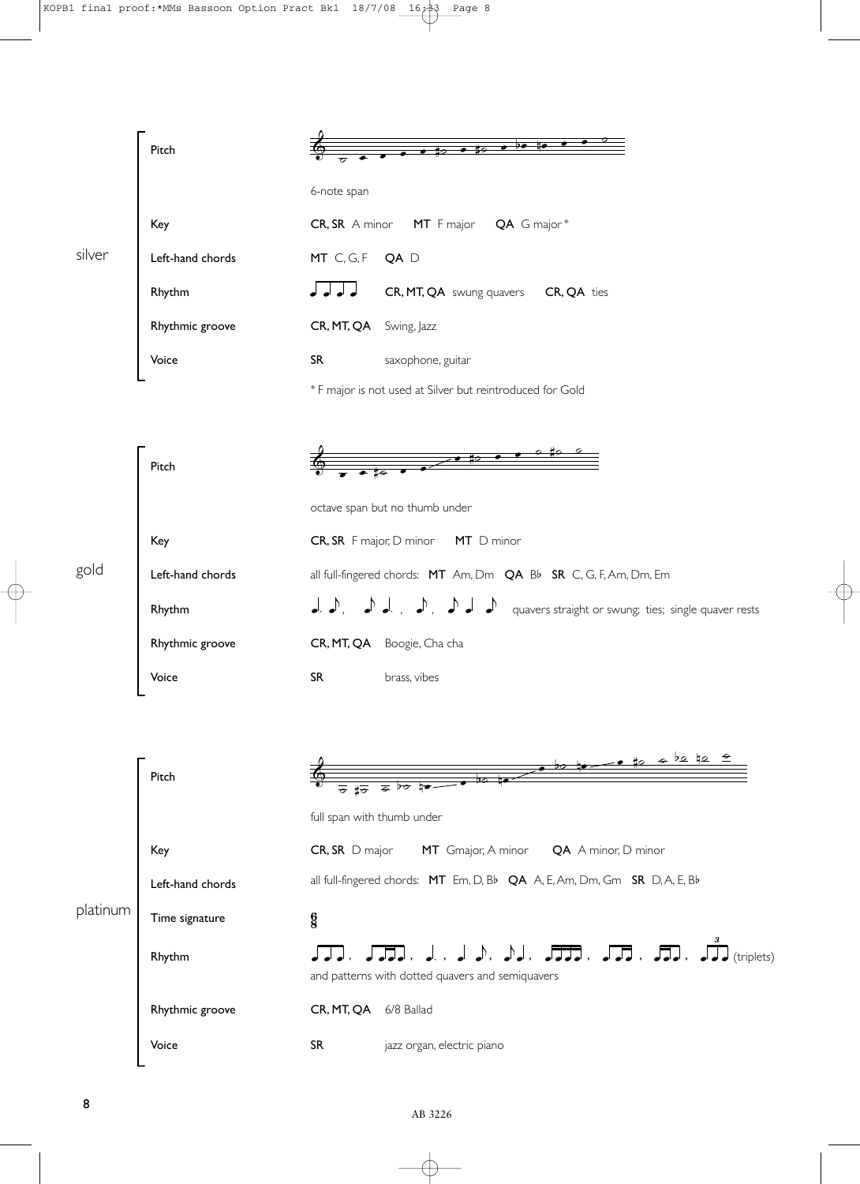**silver**

| | |
|---|---|
| Pitch | 6-note span |
| Key | **CR, SR** A minor **MT** F major **QA** G major* |
| Left-hand chords | **MT** C, G, F **QA** D |
| Rhythm | **CR, MT, QA** swung quavers **CR, QA** ties |
| Rhythmic groove | **CR, MT, QA** Swing, Jazz |
| Voice | **SR** saxophone, guitar |

* F major is not used at Silver but reintroduced for Gold

**gold**

| | |
|---|---|
| Pitch | octave span but no thumb under |
| Key | **CR, SR** F major, D minor **MT** D minor |
| Left-hand chords | all full-fingered chords: **MT** Am, Dm **QA** B♭ **SR** C, G, F, Am, Dm, Em |
| Rhythm | quavers straight or swung; ties; single quaver rests |
| Rhythmic groove | **CR, MT, QA** Boogie, Cha cha |
| Voice | **SR** brass, vibes |

**platinum**

| | |
|---|---|
| Pitch | full span with thumb under |
| Key | **CR, SR** D major **MT** Gmajor, A minor **QA** A minor, D minor |
| Left-hand chords | all full-fingered chords: **MT** Em, D, B♭ **QA** A, E, Am, Dm, Gm **SR** D, A, E, B♭ |
| Time signature | 6/8 |
| Rhythm | (triplets) and patterns with dotted quavers and semiquavers |
| Rhythmic groove | **CR, MT, QA** 6/8 Ballad |
| Voice | **SR** jazz organ, electric piano |

AB 3226